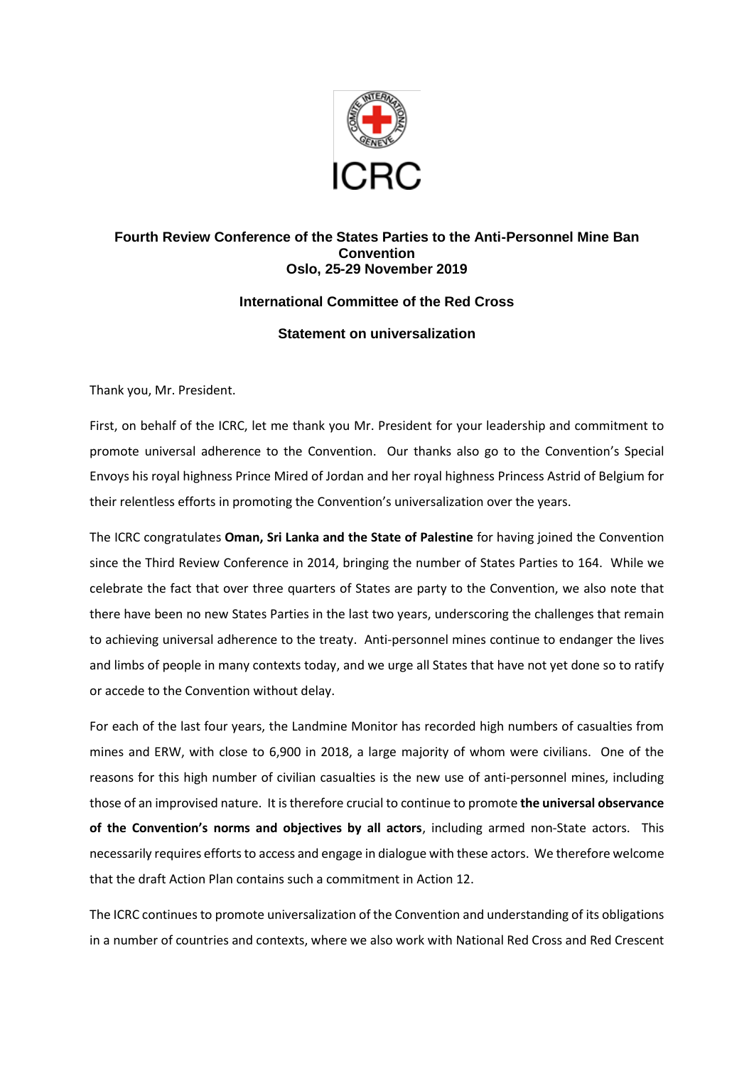# Fourth Review Conference of the States Parties to the Anti-Personnel Mine Ban Convention
## Oslo, 25-29 November 2019

### International Committee of the Red Cross

### Statement on universalization

Thank you, Mr. President.

First, on behalf of the ICRC, let me thank you Mr. President for your leadership and commitment to promote universal adherence to the Convention. Our thanks also go to the Convention's Special Envoys his royal highness Prince Mired of Jordan and her royal highness Princess Astrid of Belgium for their relentless efforts in promoting the Convention's universalization over the years.

The ICRC congratulates **Oman, Sri Lanka and the State of Palestine** for having joined the Convention since the Third Review Conference in 2014, bringing the number of States Parties to 164. While we celebrate the fact that over three quarters of States are party to the Convention, we also note that there have been no new States Parties in the last two years, underscoring the challenges that remain to achieving universal adherence to the treaty. Anti-personnel mines continue to endanger the lives and limbs of people in many contexts today, and we urge all States that have not yet done so to ratify or accede to the Convention without delay.

For each of the last four years, the Landmine Monitor has recorded high numbers of casualties from mines and ERW, with close to 6,900 in 2018, a large majority of whom were civilians. One of the reasons for this high number of civilian casualties is the new use of anti-personnel mines, including those of an improvised nature. It is therefore crucial to continue to promote **the universal observance of the Convention's norms and objectives by all actors**, including armed non-State actors. This necessarily requires efforts to access and engage in dialogue with these actors. We therefore welcome that the draft Action Plan contains such a commitment in Action 12.

The ICRC continues to promote universalization of the Convention and understanding of its obligations in a number of countries and contexts, where we also work with National Red Cross and Red Crescent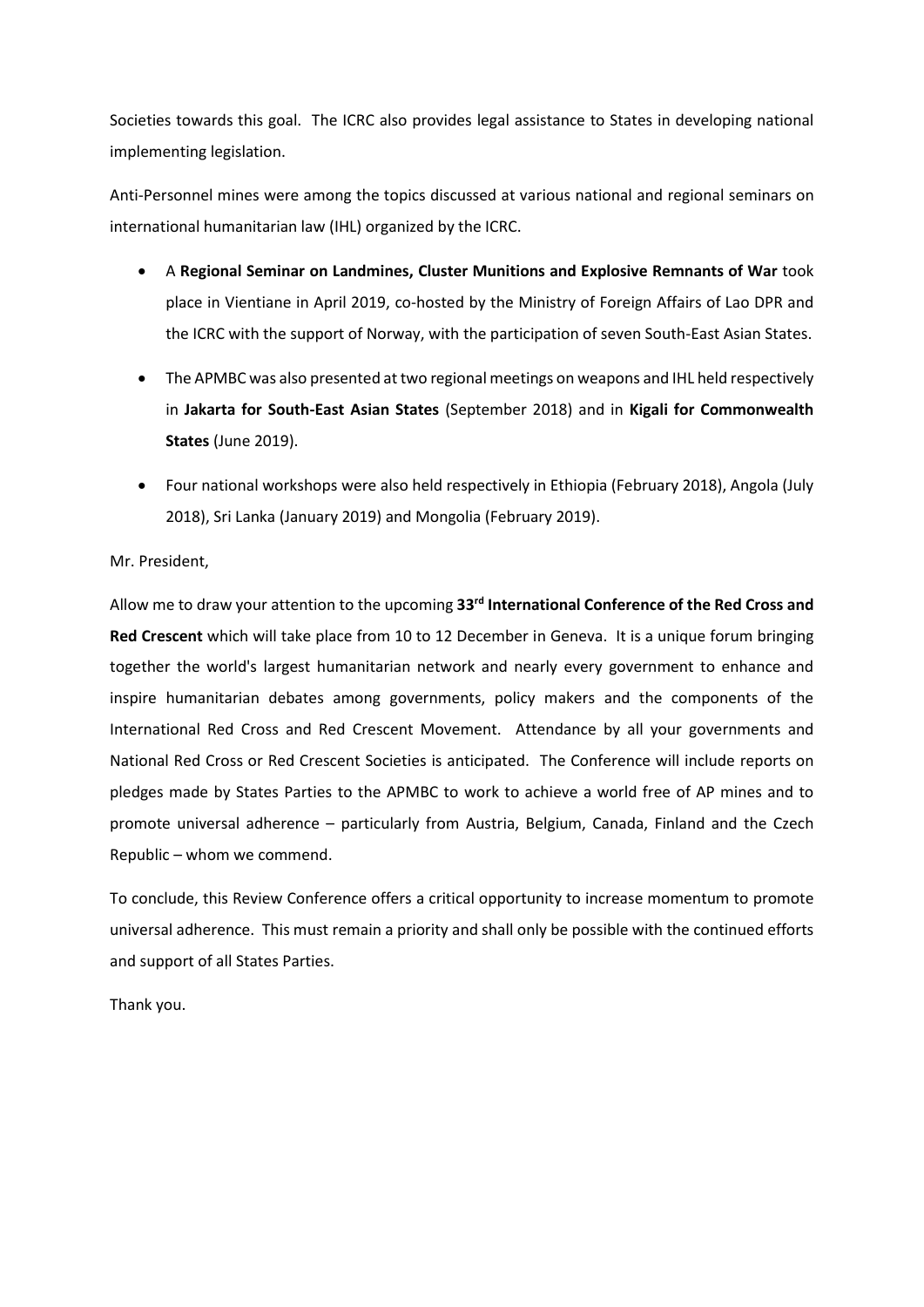Societies towards this goal. The ICRC also provides legal assistance to States in developing national implementing legislation.

Anti-Personnel mines were among the topics discussed at various national and regional seminars on international humanitarian law (IHL) organized by the ICRC.

- A **Regional Seminar on Landmines, Cluster Munitions and Explosive Remnants of War** took place in Vientiane in April 2019, co-hosted by the Ministry of Foreign Affairs of Lao DPR and the ICRC with the support of Norway, with the participation of seven South-East Asian States.
- The APMBC was also presented at two regional meetings on weapons and IHL held respectively in **Jakarta for South-East Asian States** (September 2018) and in **Kigali for Commonwealth States** (June 2019).
- Four national workshops were also held respectively in Ethiopia (February 2018), Angola (July 2018), Sri Lanka (January 2019) and Mongolia (February 2019).

Mr. President,

Allow me to draw your attention to the upcoming **33rd International Conference of the Red Cross and Red Crescent** which will take place from 10 to 12 December in Geneva. It is a unique forum bringing together the world's largest humanitarian network and nearly every government to enhance and inspire humanitarian debates among governments, policy makers and the components of the International Red Cross and Red Crescent Movement. Attendance by all your governments and National Red Cross or Red Crescent Societies is anticipated. The Conference will include reports on pledges made by States Parties to the APMBC to work to achieve a world free of AP mines and to promote universal adherence – particularly from Austria, Belgium, Canada, Finland and the Czech Republic – whom we commend.

To conclude, this Review Conference offers a critical opportunity to increase momentum to promote universal adherence. This must remain a priority and shall only be possible with the continued efforts and support of all States Parties.

Thank you.